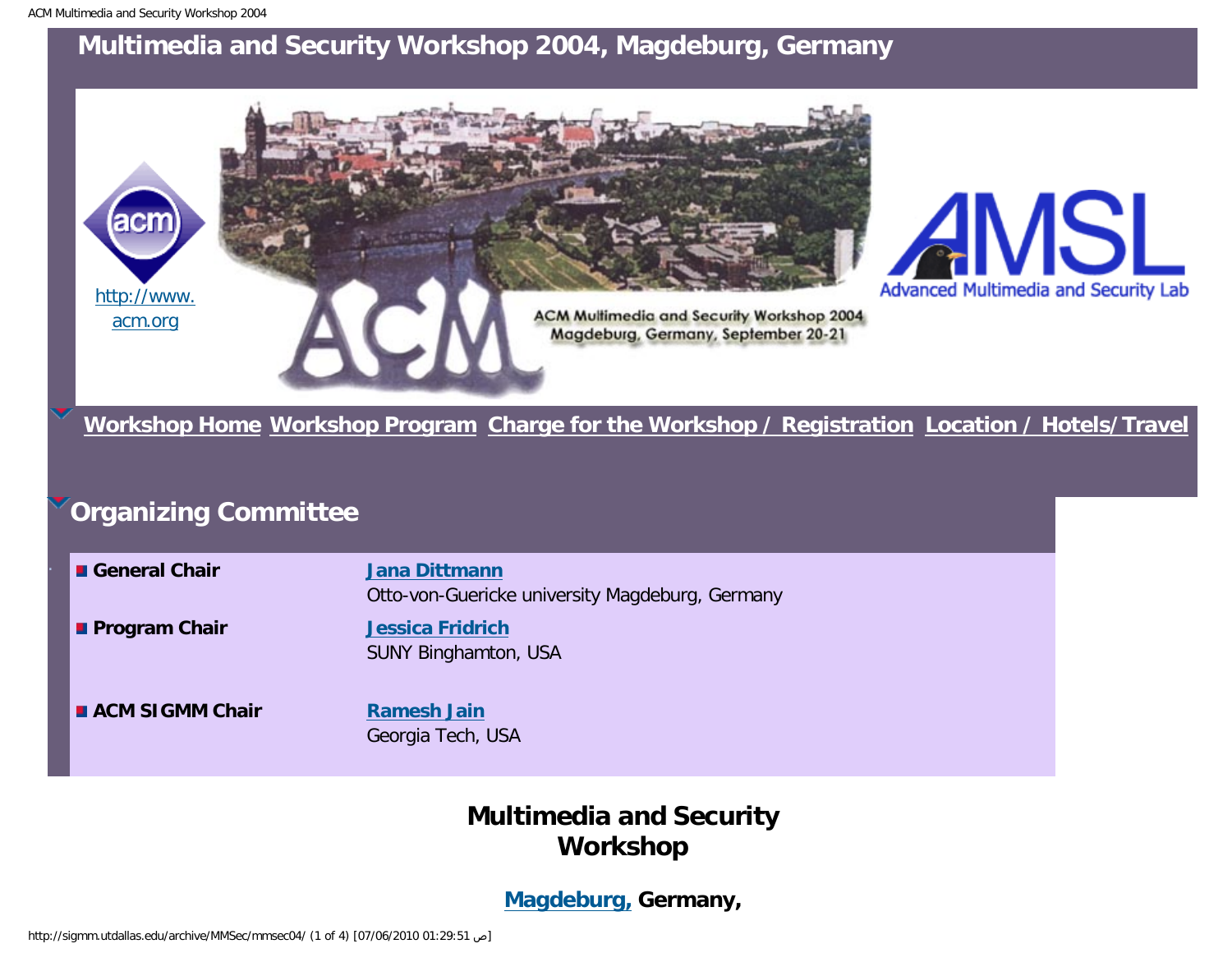# Multimedia and Security Workshop 2004, Magdeburg, Germany

http://www.acm.org

ACM Multimedia and Security Workshop 2004
Magdeburg, Germany, September 20-21

Advanced Multimedia and Security Lab

**Workshop Home** **Workshop Program** **Charge for the Workshop / Registration** **Location / Hotels/Travel**

## Organizing Committee

| | |
|---|---|
| **General Chair** | **Jana Dittmann**<br>Otto-von-Guericke university Magdeburg, Germany |
| **Program Chair** | **Jessica Fridrich**<br>SUNY Binghamton, USA |
| **ACM SIGMM Chair** | **Ramesh Jain**<br>Georgia Tech, USA |

## Multimedia and Security Workshop

### Magdeburg, Germany,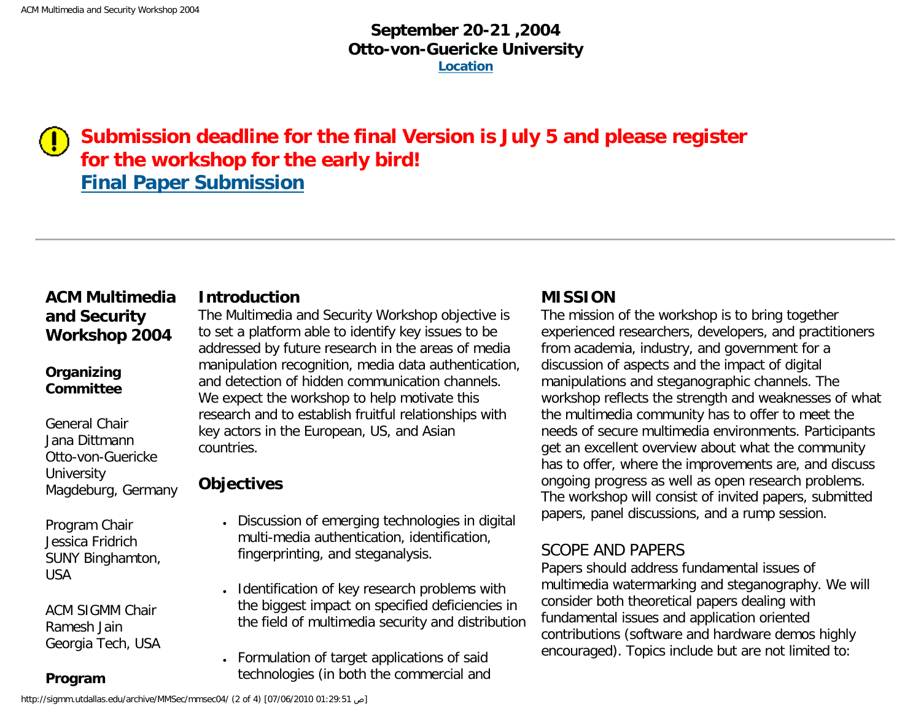**September 20-21 ,2004**
**Otto-von-Guericke University**
**[Location]**

## Submission deadline for the final Version is July 5 and please register for the workshop for the early bird!
## [Final Paper Submission]

---

### ACM Multimedia and Security Workshop 2004

**Organizing Committee**

General Chair
Jana Dittmann
Otto-von-Guericke University
Magdeburg, Germany

Program Chair
Jessica Fridrich
SUNY Binghamton, USA

ACM SIGMM Chair
Ramesh Jain
Georgia Tech, USA

**Program**

### Introduction

The Multimedia and Security Workshop objective is to set a platform able to identify key issues to be addressed by future research in the areas of media manipulation recognition, media data authentication, and detection of hidden communication channels. We expect the workshop to help motivate this research and to establish fruitful relationships with key actors in the European, US, and Asian countries.

### Objectives

- Discussion of emerging technologies in digital multi-media authentication, identification, fingerprinting, and steganalysis.
- Identification of key research problems with the biggest impact on specified deficiencies in the field of multimedia security and distribution
- Formulation of target applications of said technologies (in both the commercial and

### MISSION

The mission of the workshop is to bring together experienced researchers, developers, and practitioners from academia, industry, and government for a discussion of aspects and the impact of digital manipulations and steganographic channels. The workshop reflects the strength and weaknesses of what the multimedia community has to offer to meet the needs of secure multimedia environments. Participants get an excellent overview about what the community has to offer, where the improvements are, and discuss ongoing progress as well as open research problems. The workshop will consist of invited papers, submitted papers, panel discussions, and a rump session.

### SCOPE AND PAPERS

Papers should address fundamental issues of multimedia watermarking and steganography. We will consider both theoretical papers dealing with fundamental issues and application oriented contributions (software and hardware demos highly encouraged). Topics include but are not limited to: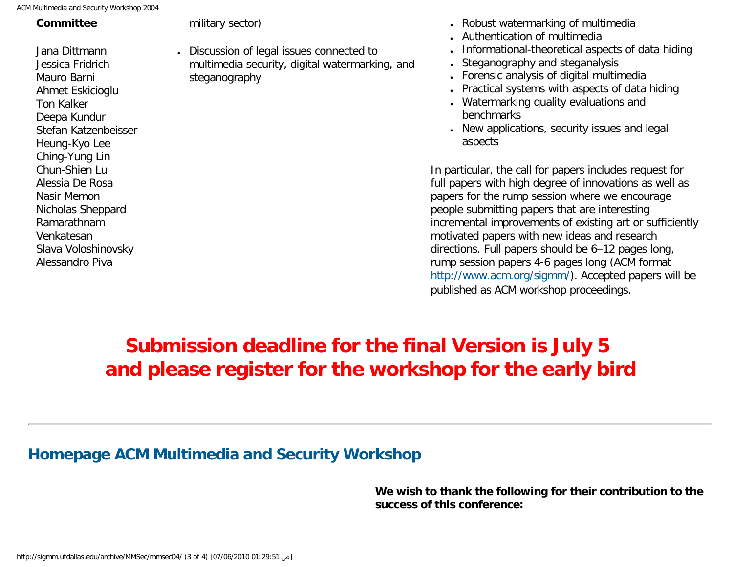**Committee**

Jana Dittmann
Jessica Fridrich
Mauro Barni
Ahmet Eskicioglu
Ton Kalker
Deepa Kundur
Stefan Katzenbeisser
Heung-Kyo Lee
Ching-Yung Lin
Chun-Shien Lu
Alessia De Rosa
Nasir Memon
Nicholas Sheppard
Ramarathnam Venkatesan
Slava Voloshinovsky
Alessandro Piva

military sector)

- Discussion of legal issues connected to multimedia security, digital watermarking, and steganography

- Robust watermarking of multimedia
- Authentication of multimedia
- Informational-theoretical aspects of data hiding
- Steganography and steganalysis
- Forensic analysis of digital multimedia
- Practical systems with aspects of data hiding
- Watermarking quality evaluations and benchmarks
- New applications, security issues and legal aspects

In particular, the call for papers includes request for full papers with high degree of innovations as well as papers for the rump session where we encourage people submitting papers that are interesting incremental improvements of existing art or sufficiently motivated papers with new ideas and research directions. Full papers should be 6–12 pages long, rump session papers 4-6 pages long (ACM format http://www.acm.org/sigmm/). Accepted papers will be published as ACM workshop proceedings.

## Submission deadline for the final Version is July 5 and please register for the workshop for the early bird

---

## Homepage ACM Multimedia and Security Workshop

**We wish to thank the following for their contribution to the success of this conference:**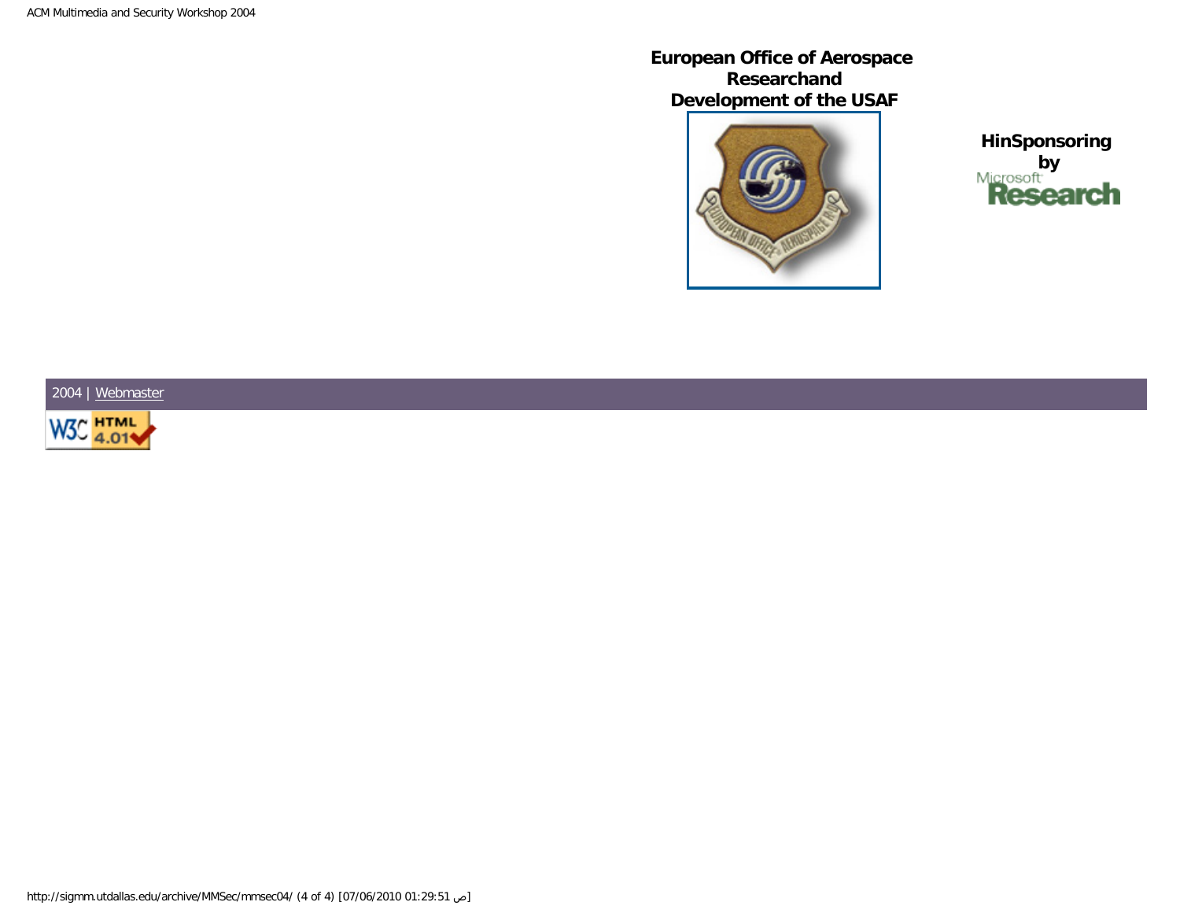**European Office of Aerospace Researchand Development of the USAF**

**HinSponsoring by**

Microsoft Research

2004 | Webmaster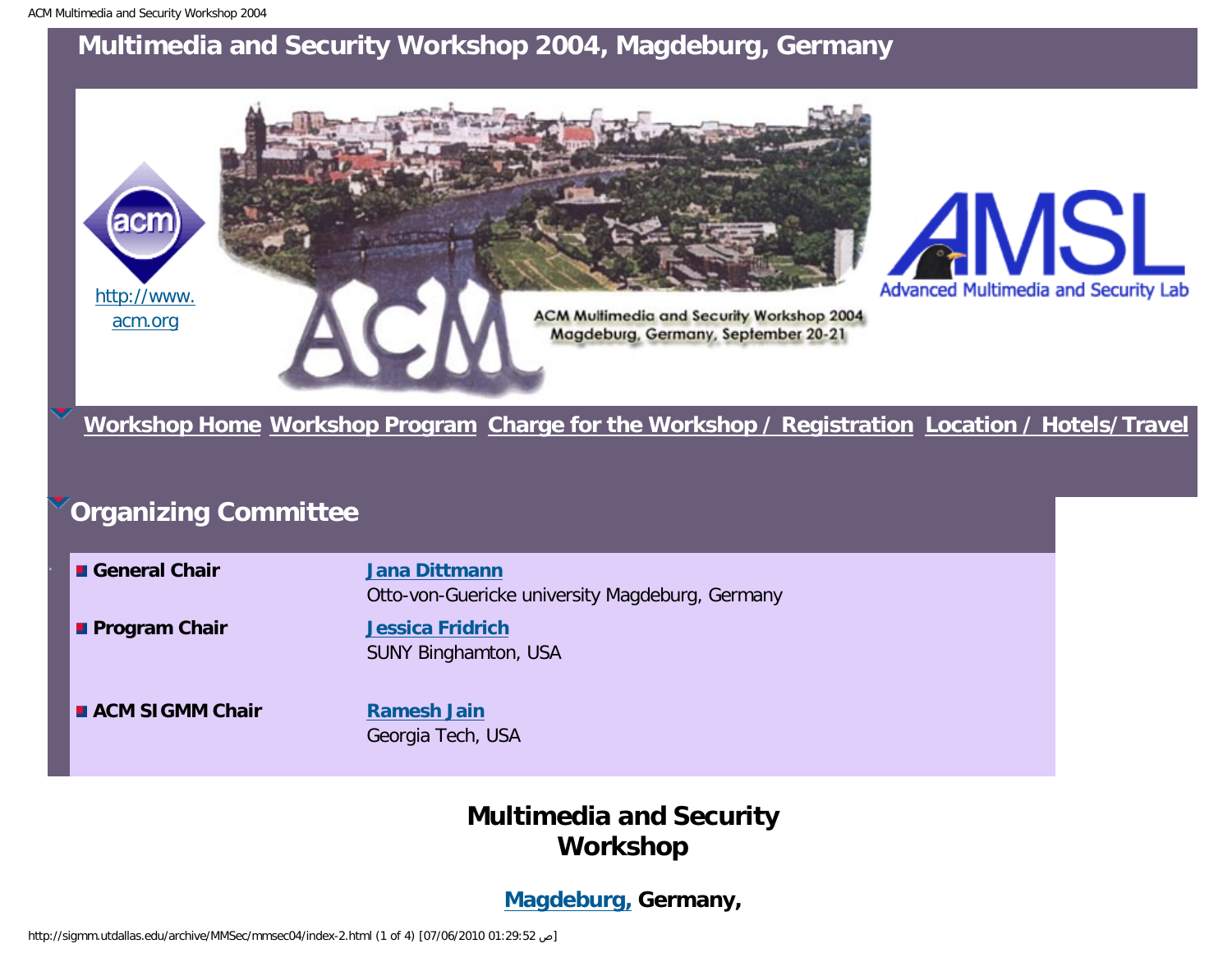# Multimedia and Security Workshop 2004, Magdeburg, Germany

http://www.acm.org

ACM Multimedia and Security Workshop 2004
Magdeburg, Germany, September 20-21

Advanced Multimedia and Security Lab

**Workshop Home** **Workshop Program** **Charge for the Workshop / Registration** **Location / Hotels/Travel**

## Organizing Committee

| | |
|---|---|
| **General Chair** | **Jana Dittmann**<br>Otto-von-Guericke university Magdeburg, Germany |
| **Program Chair** | **Jessica Fridrich**<br>SUNY Binghamton, USA |
| **ACM SIGMM Chair** | **Ramesh Jain**<br>Georgia Tech, USA |

## Multimedia and Security Workshop

**Magdeburg, Germany,**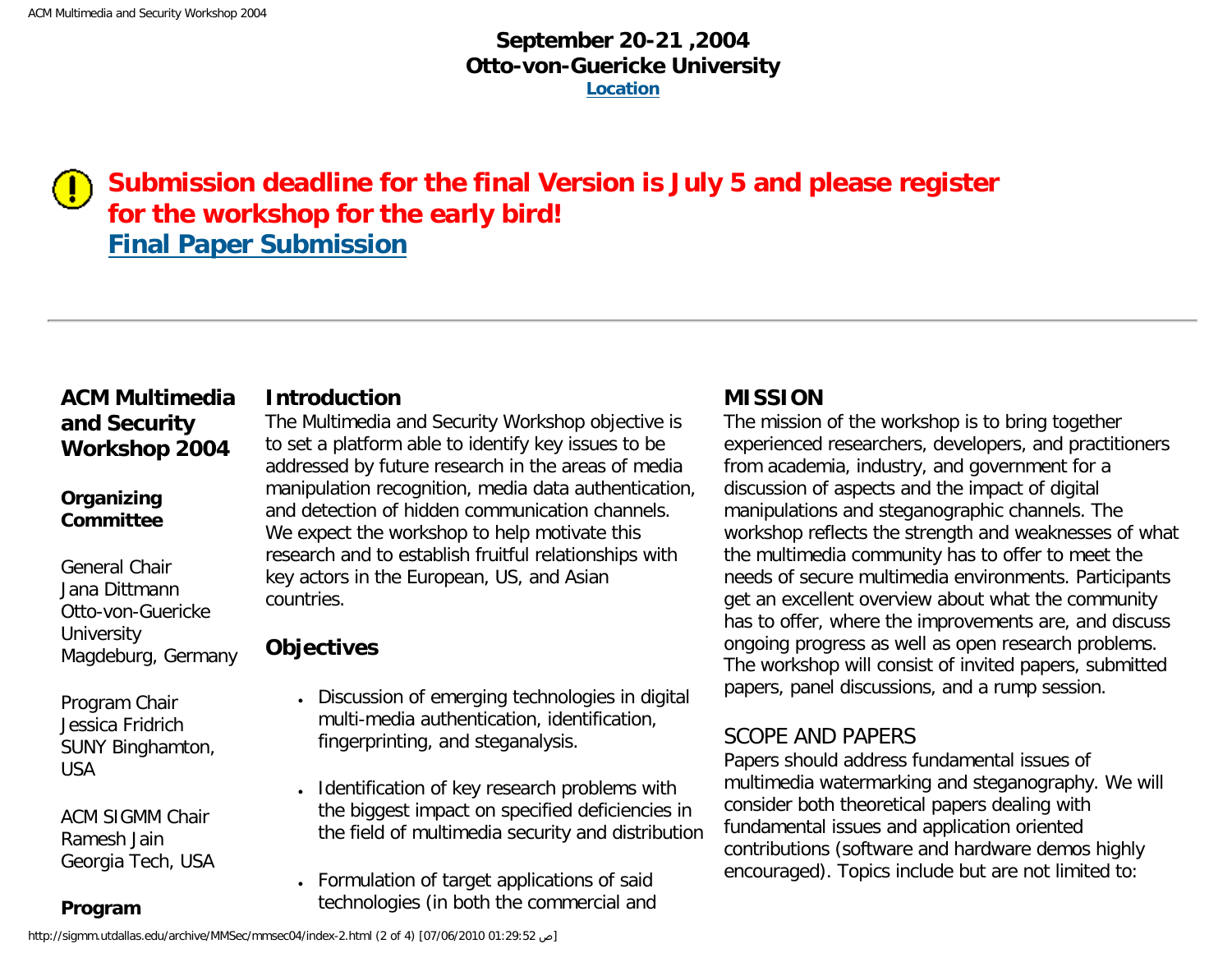**September 20-21 ,2004**
**Otto-von-Guericke University**
**[Location]**

## Submission deadline for the final Version is July 5 and please register for the workshop for the early bird!
## [Final Paper Submission]

---

### ACM Multimedia and Security Workshop 2004

**Organizing Committee**

General Chair
Jana Dittmann
Otto-von-Guericke University
Magdeburg, Germany

Program Chair
Jessica Fridrich
SUNY Binghamton, USA

ACM SIGMM Chair
Ramesh Jain
Georgia Tech, USA

**Program**

### Introduction

The Multimedia and Security Workshop objective is to set a platform able to identify key issues to be addressed by future research in the areas of media manipulation recognition, media data authentication, and detection of hidden communication channels. We expect the workshop to help motivate this research and to establish fruitful relationships with key actors in the European, US, and Asian countries.

### Objectives

- Discussion of emerging technologies in digital multi-media authentication, identification, fingerprinting, and steganalysis.
- Identification of key research problems with the biggest impact on specified deficiencies in the field of multimedia security and distribution
- Formulation of target applications of said technologies (in both the commercial and

### MISSION

The mission of the workshop is to bring together experienced researchers, developers, and practitioners from academia, industry, and government for a discussion of aspects and the impact of digital manipulations and steganographic channels. The workshop reflects the strength and weaknesses of what the multimedia community has to offer to meet the needs of secure multimedia environments. Participants get an excellent overview about what the community has to offer, where the improvements are, and discuss ongoing progress as well as open research problems. The workshop will consist of invited papers, submitted papers, panel discussions, and a rump session.

### SCOPE AND PAPERS

Papers should address fundamental issues of multimedia watermarking and steganography. We will consider both theoretical papers dealing with fundamental issues and application oriented contributions (software and hardware demos highly encouraged). Topics include but are not limited to: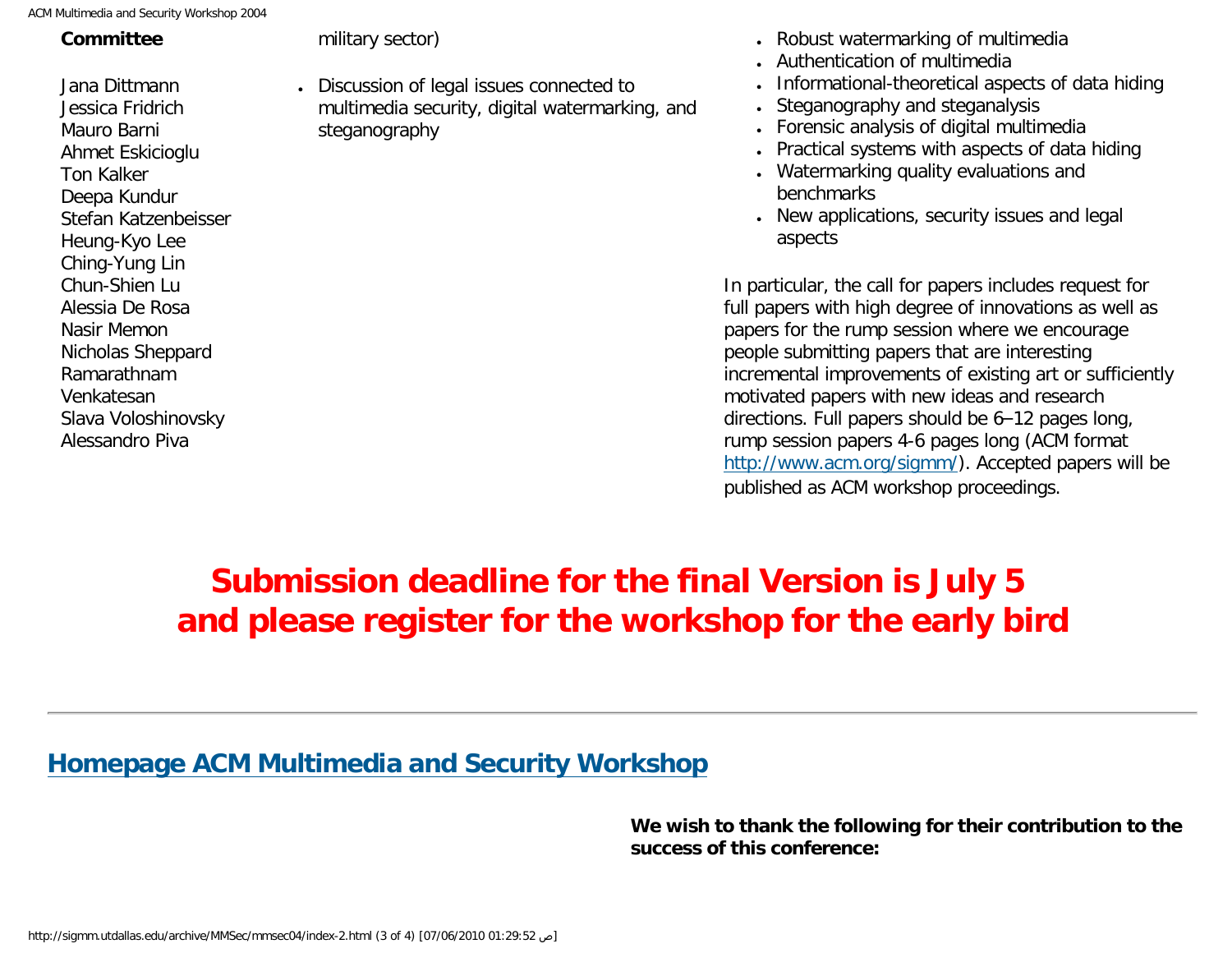**Committee**

Jana Dittmann
Jessica Fridrich
Mauro Barni
Ahmet Eskicioglu
Ton Kalker
Deepa Kundur
Stefan Katzenbeisser
Heung-Kyo Lee
Ching-Yung Lin
Chun-Shien Lu
Alessia De Rosa
Nasir Memon
Nicholas Sheppard
Ramarathnam Venkatesan
Slava Voloshinovsky
Alessandro Piva

military sector)

- Discussion of legal issues connected to multimedia security, digital watermarking, and steganography

- Robust watermarking of multimedia
- Authentication of multimedia
- Informational-theoretical aspects of data hiding
- Steganography and steganalysis
- Forensic analysis of digital multimedia
- Practical systems with aspects of data hiding
- Watermarking quality evaluations and benchmarks
- New applications, security issues and legal aspects

In particular, the call for papers includes request for full papers with high degree of innovations as well as papers for the rump session where we encourage people submitting papers that are interesting incremental improvements of existing art or sufficiently motivated papers with new ideas and research directions. Full papers should be 6–12 pages long, rump session papers 4-6 pages long (ACM format http://www.acm.org/sigmm/). Accepted papers will be published as ACM workshop proceedings.

**Submission deadline for the final Version is July 5 and please register for the workshop for the early bird**

---

## Homepage ACM Multimedia and Security Workshop

**We wish to thank the following for their contribution to the success of this conference:**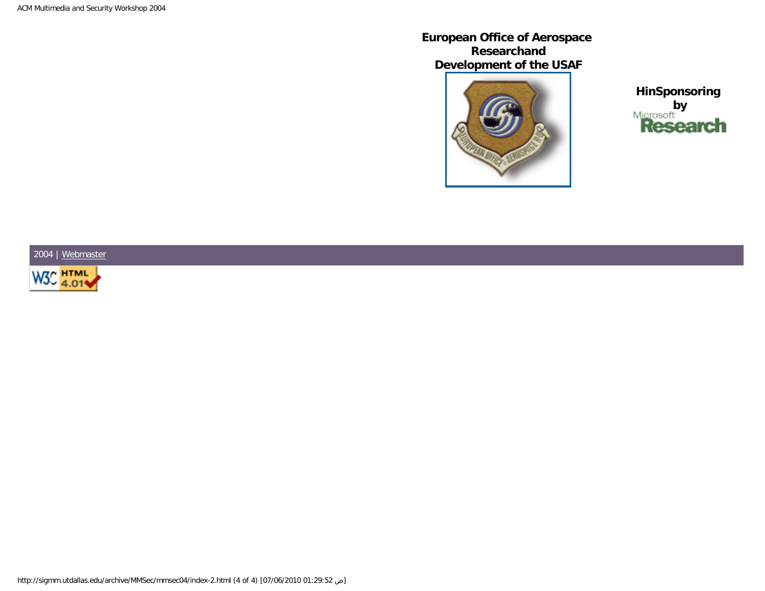**European Office of Aerospace Researchand Development of the USAF**

**HinSponsoring by**

2004 | Webmaster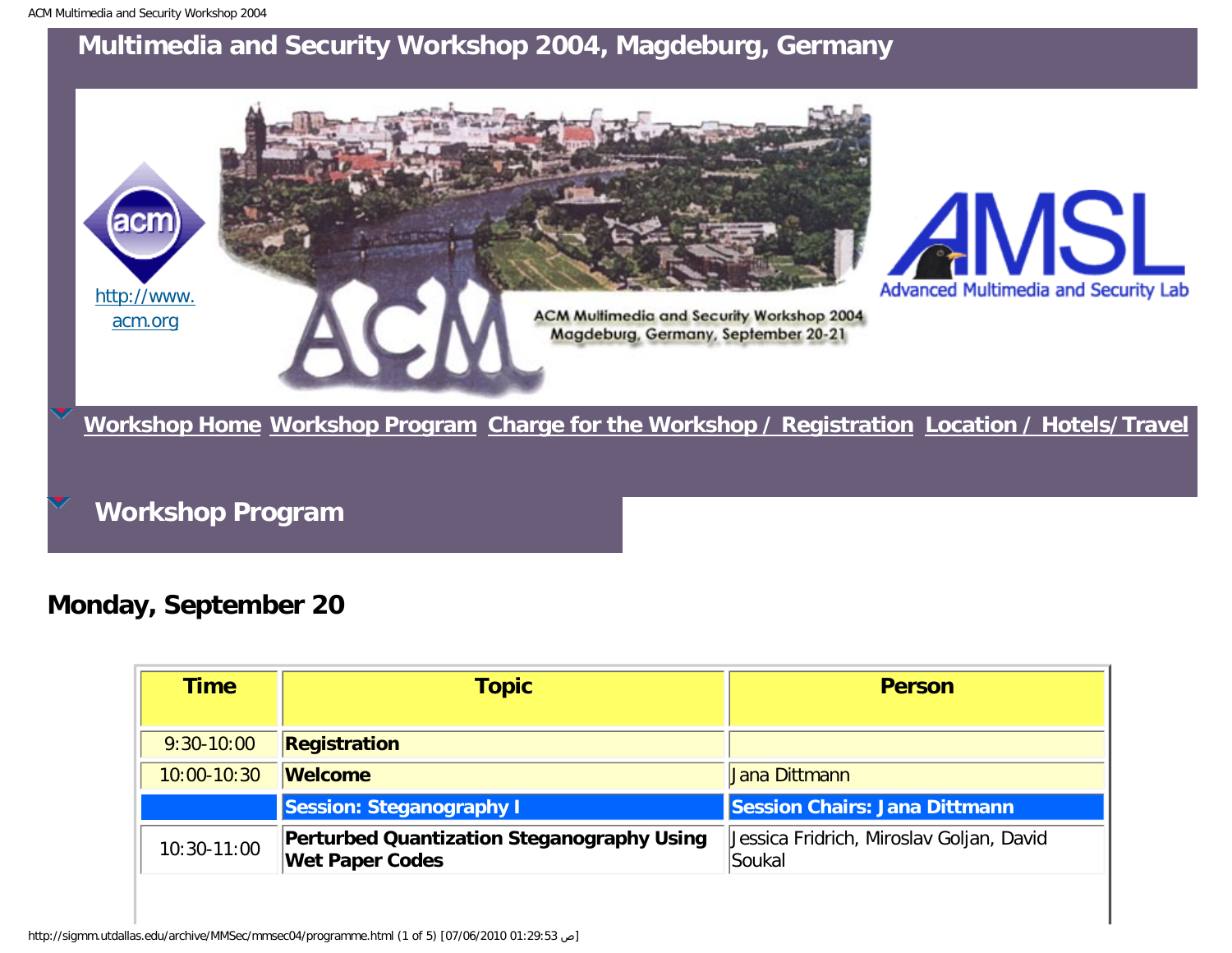# Multimedia and Security Workshop 2004, Magdeburg, Germany

http://www.acm.org

ACM Multimedia and Security Workshop 2004
Magdeburg, Germany, September 20-21

Advanced Multimedia and Security Lab

Workshop Home | Workshop Program | Charge for the Workshop / Registration | Location / Hotels/Travel

## Workshop Program

### Monday, September 20

| Time | Topic | Person |
|---|---|---|
| 9:30-10:00 | **Registration** | |
| 10:00-10:30 | **Welcome** | Jana Dittmann |
| | **Session: Steganography I** | **Session Chairs: Jana Dittmann** |
| 10:30-11:00 | **Perturbed Quantization Steganography Using Wet Paper Codes** | Jessica Fridrich, Miroslav Goljan, David Soukal |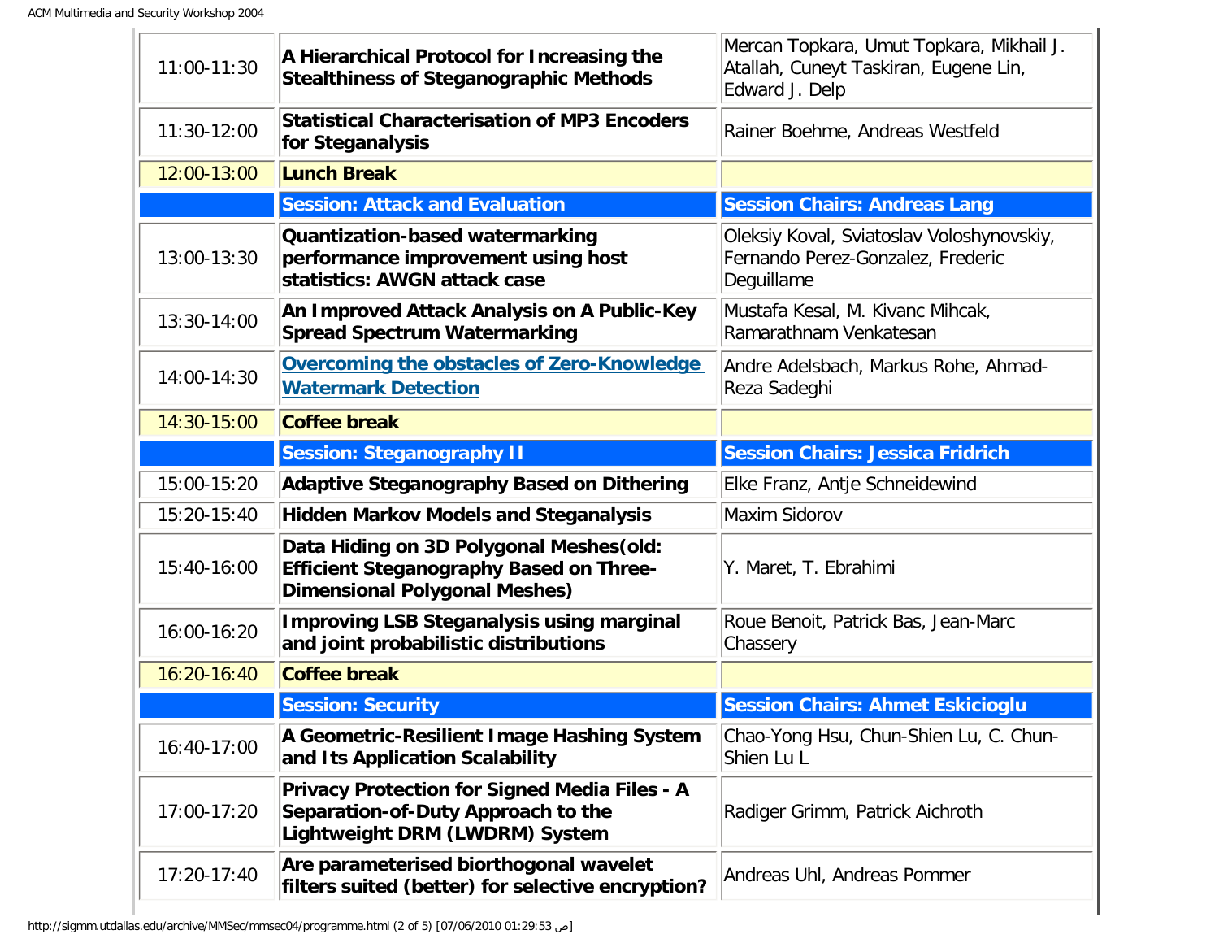| | | |
|---|---|---|
| 11:00-11:30 | **A Hierarchical Protocol for Increasing the Stealthiness of Steganographic Methods** | Mercan Topkara, Umut Topkara, Mikhail J. Atallah, Cuneyt Taskiran, Eugene Lin, Edward J. Delp |
| 11:30-12:00 | **Statistical Characterisation of MP3 Encoders for Steganalysis** | Rainer Boehme, Andreas Westfeld |
| 12:00-13:00 | **Lunch Break** | |
| | **Session: Attack and Evaluation** | **Session Chairs: Andreas Lang** |
| 13:00-13:30 | **Quantization-based watermarking performance improvement using host statistics: AWGN attack case** | Oleksiy Koval, Sviatoslav Voloshynovskiy, Fernando Perez-Gonzalez, Frederic Deguillame |
| 13:30-14:00 | **An Improved Attack Analysis on A Public-Key Spread Spectrum Watermarking** | Mustafa Kesal, M. Kivanc Mihcak, Ramarathnam Venkatesan |
| 14:00-14:30 | **Overcoming the obstacles of Zero-Knowledge Watermark Detection** | Andre Adelsbach, Markus Rohe, Ahmad-Reza Sadeghi |
| 14:30-15:00 | **Coffee break** | |
| | **Session: Steganography II** | **Session Chairs: Jessica Fridrich** |
| 15:00-15:20 | **Adaptive Steganography Based on Dithering** | Elke Franz, Antje Schneidewind |
| 15:20-15:40 | **Hidden Markov Models and Steganalysis** | Maxim Sidorov |
| 15:40-16:00 | **Data Hiding on 3D Polygonal Meshes(old: Efficient Steganography Based on Three-Dimensional Polygonal Meshes)** | Y. Maret, T. Ebrahimi |
| 16:00-16:20 | **Improving LSB Steganalysis using marginal and joint probabilistic distributions** | Roue Benoit, Patrick Bas, Jean-Marc Chassery |
| 16:20-16:40 | **Coffee break** | |
| | **Session: Security** | **Session Chairs: Ahmet Eskicioglu** |
| 16:40-17:00 | **A Geometric-Resilient Image Hashing System and Its Application Scalability** | Chao-Yong Hsu, Chun-Shien Lu, C. Chun-Shien Lu L |
| 17:00-17:20 | **Privacy Protection for Signed Media Files - A Separation-of-Duty Approach to the Lightweight DRM (LWDRM) System** | Radiger Grimm, Patrick Aichroth |
| 17:20-17:40 | **Are parameterised biorthogonal wavelet filters suited (better) for selective encryption?** | Andreas Uhl, Andreas Pommer |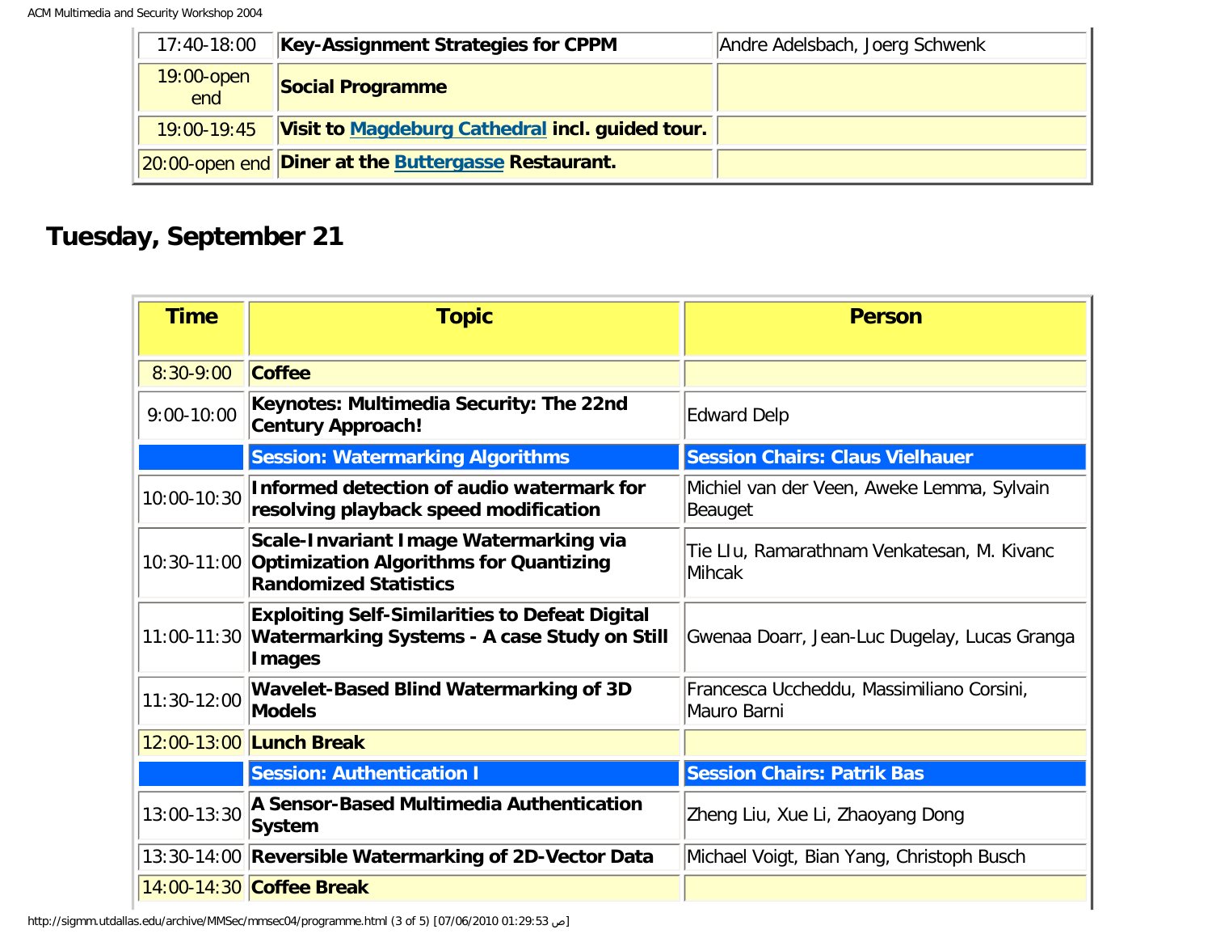| | | |
|---|---|---|
| 17:40-18:00 | **Key-Assignment Strategies for CPPM** | Andre Adelsbach, Joerg Schwenk |
| 19:00-open end | **Social Programme** | |
| 19:00-19:45 | **Visit to Magdeburg Cathedral incl. guided tour.** | |
| 20:00-open end | **Diner at the Buttergasse Restaurant.** | |

## Tuesday, September 21

| Time | Topic | Person |
|---|---|---|
| 8:30-9:00 | **Coffee** | |
| 9:00-10:00 | **Keynotes: Multimedia Security: The 22nd Century Approach!** | Edward Delp |
| | **Session: Watermarking Algorithms** | **Session Chairs: Claus Vielhauer** |
| 10:00-10:30 | **Informed detection of audio watermark for resolving playback speed modification** | Michiel van der Veen, Aweke Lemma, Sylvain Beauget |
| 10:30-11:00 | **Scale-Invariant Image Watermarking via Optimization Algorithms for Quantizing Randomized Statistics** | Tie LIu, Ramarathnam Venkatesan, M. Kivanc Mihcak |
| 11:00-11:30 | **Exploiting Self-Similarities to Defeat Digital Watermarking Systems - A case Study on Still Images** | Gwenaa Doarr, Jean-Luc Dugelay, Lucas Granga |
| 11:30-12:00 | **Wavelet-Based Blind Watermarking of 3D Models** | Francesca Uccheddu, Massimiliano Corsini, Mauro Barni |
| 12:00-13:00 | **Lunch Break** | |
| | **Session: Authentication I** | **Session Chairs: Patrik Bas** |
| 13:00-13:30 | **A Sensor-Based Multimedia Authentication System** | Zheng Liu, Xue Li, Zhaoyang Dong |
| 13:30-14:00 | **Reversible Watermarking of 2D-Vector Data** | Michael Voigt, Bian Yang, Christoph Busch |
| 14:00-14:30 | **Coffee Break** | |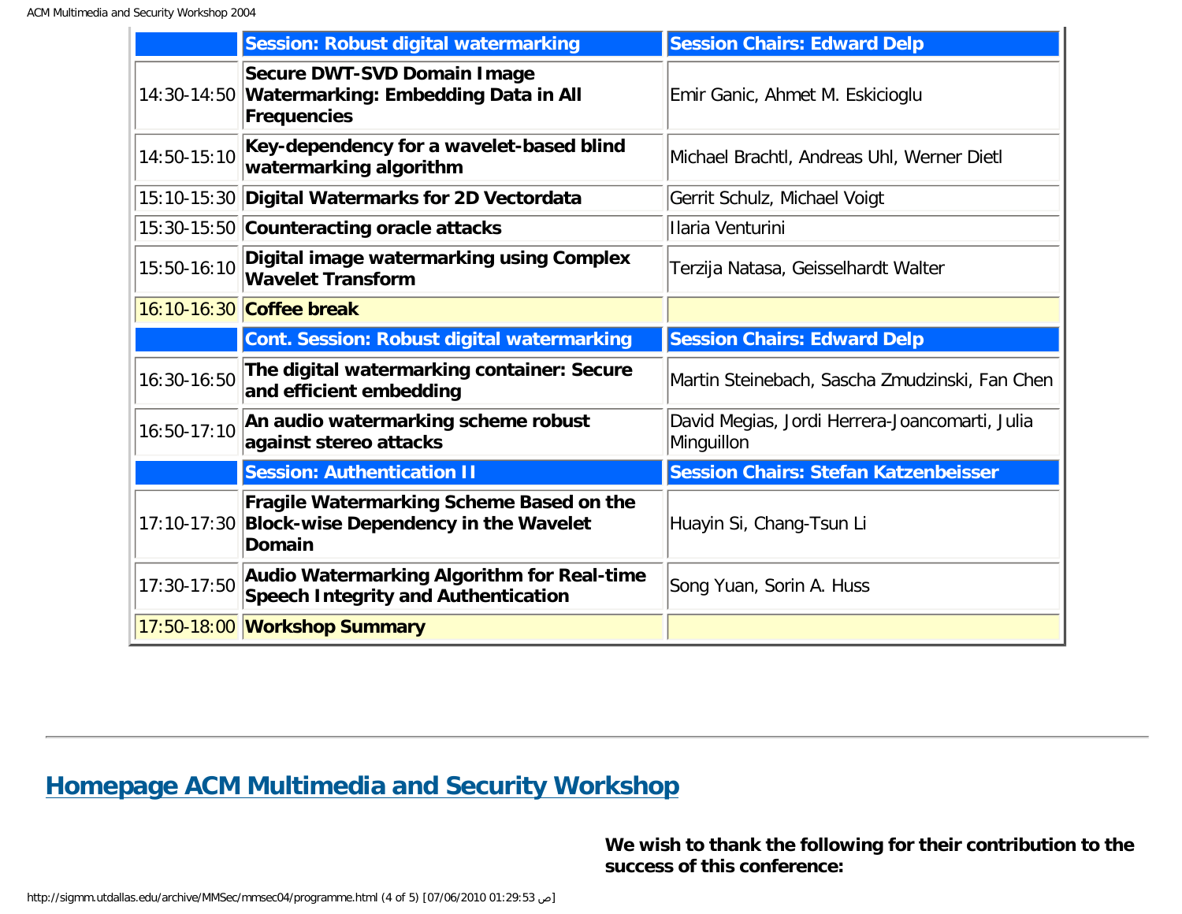| | **Session: Robust digital watermarking** | **Session Chairs: Edward Delp** |
|---|---|---|
| 14:30-14:50 | **Secure DWT-SVD Domain Image Watermarking: Embedding Data in All Frequencies** | Emir Ganic, Ahmet M. Eskicioglu |
| 14:50-15:10 | **Key-dependency for a wavelet-based blind watermarking algorithm** | Michael Brachtl, Andreas Uhl, Werner Dietl |
| 15:10-15:30 | **Digital Watermarks for 2D Vectordata** | Gerrit Schulz, Michael Voigt |
| 15:30-15:50 | **Counteracting oracle attacks** | Ilaria Venturini |
| 15:50-16:10 | **Digital image watermarking using Complex Wavelet Transform** | Terzija Natasa, Geisselhardt Walter |
| 16:10-16:30 | **Coffee break** | |
| | **Cont. Session: Robust digital watermarking** | **Session Chairs: Edward Delp** |
| 16:30-16:50 | **The digital watermarking container: Secure and efficient embedding** | Martin Steinebach, Sascha Zmudzinski, Fan Chen |
| 16:50-17:10 | **An audio watermarking scheme robust against stereo attacks** | David Megias, Jordi Herrera-Joancomarti, Julia Minguillon |
| | **Session: Authentication II** | **Session Chairs: Stefan Katzenbeisser** |
| 17:10-17:30 | **Fragile Watermarking Scheme Based on the Block-wise Dependency in the Wavelet Domain** | Huayin Si, Chang-Tsun Li |
| 17:30-17:50 | **Audio Watermarking Algorithm for Real-time Speech Integrity and Authentication** | Song Yuan, Sorin A. Huss |
| 17:50-18:00 | **Workshop Summary** | |

---

## Homepage ACM Multimedia and Security Workshop

**We wish to thank the following for their contribution to the success of this conference:**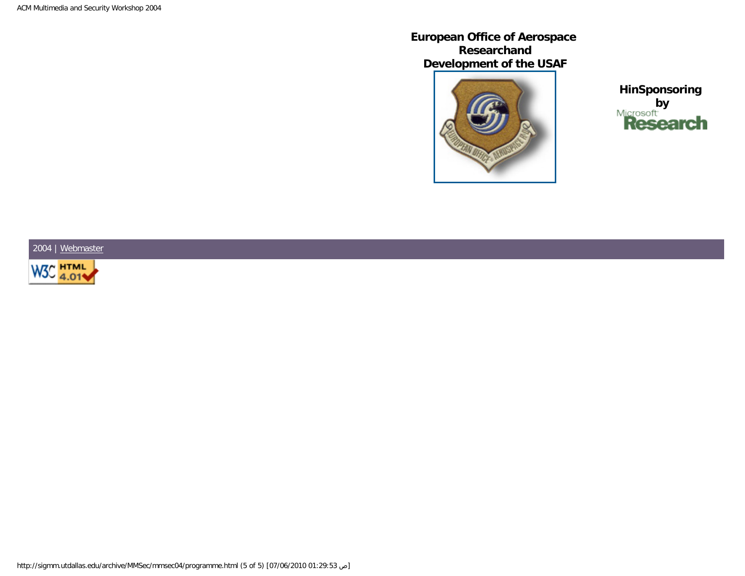**European Office of Aerospace Researchand Development of the USAF**

**HinSponsoring by**

2004 | Webmaster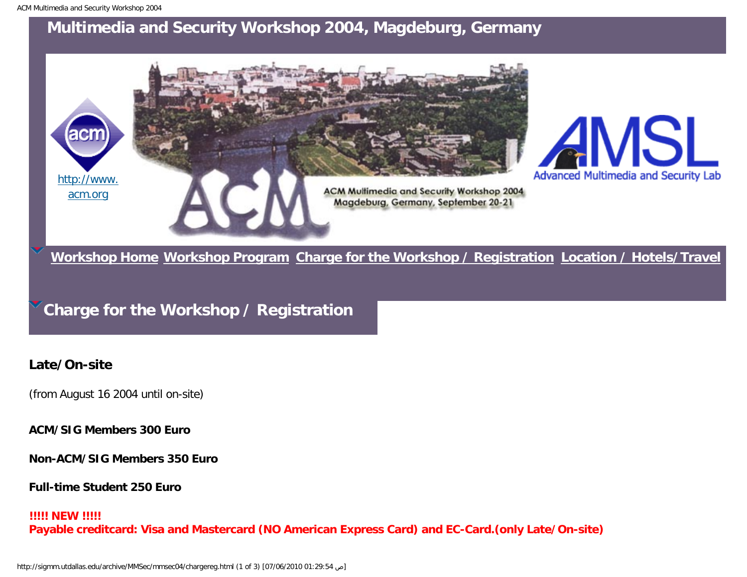# Multimedia and Security Workshop 2004, Magdeburg, Germany

[http://www.acm.org](http://www.acm.org)

[Workshop Home](#) [Workshop Program](#) [Charge for the Workshop / Registration](#) [Location / Hotels/Travel](#)

## Charge for the Workshop / Registration

### Late/On-site

(from August 16 2004 until on-site)

**ACM/SIG Members 300 Euro**

**Non-ACM/SIG Members 350 Euro**

**Full-time Student 250 Euro**

**!!!!! NEW !!!!!**
**Payable creditcard: Visa and Mastercard (NO American Express Card) and EC-Card.(only Late/On-site)**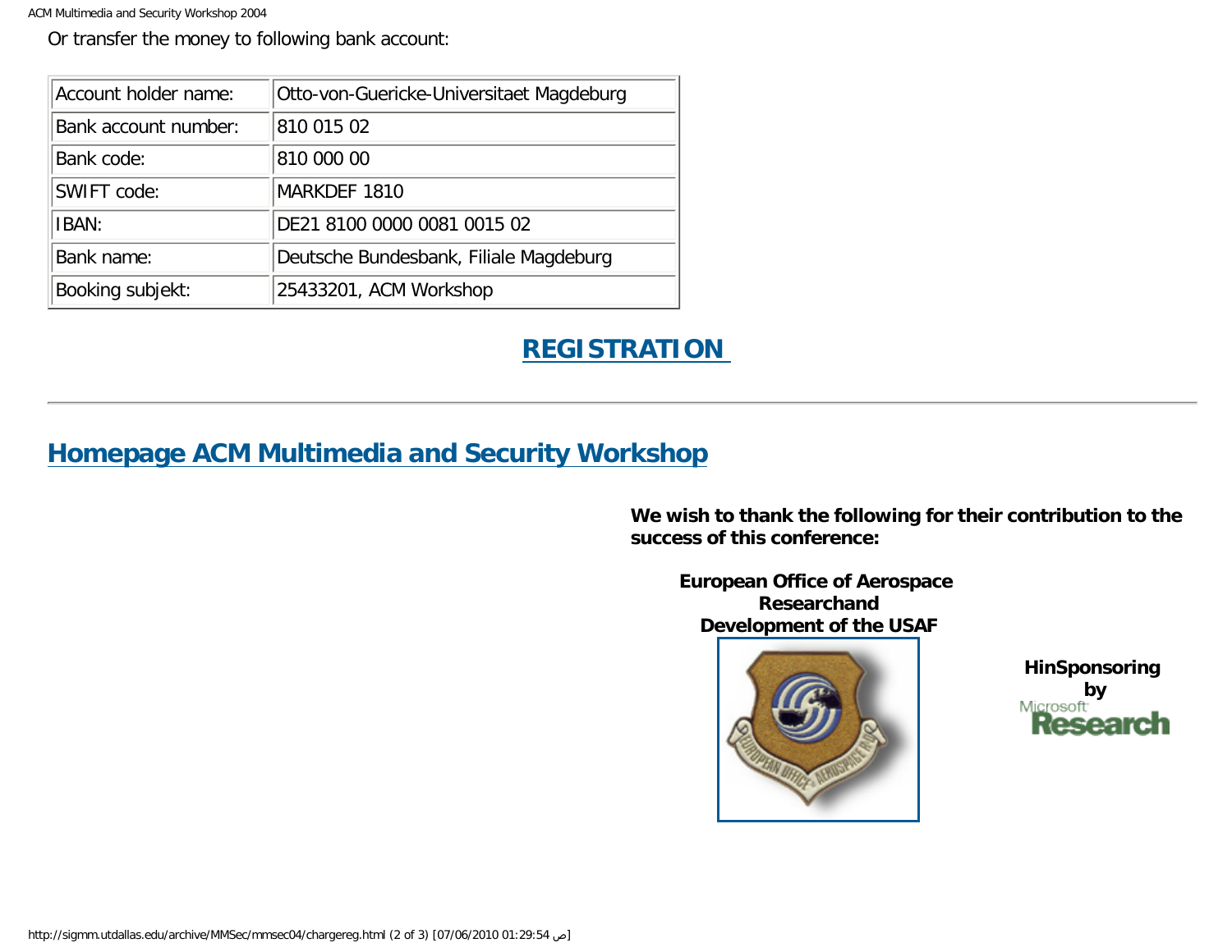Or transfer the money to following bank account:

| Account holder name: | Otto-von-Guericke-Universitaet Magdeburg |
|---|---|
| Bank account number: | 810 015 02 |
| Bank code: | 810 000 00 |
| SWIFT code: | MARKDEF 1810 |
| IBAN: | DE21 8100 0000 0081 0015 02 |
| Bank name: | Deutsche Bundesbank, Filiale Magdeburg |
| Booking subjekt: | 25433201, ACM Workshop |

**REGISTRATION**

---

## Homepage ACM Multimedia and Security Workshop

**We wish to thank the following for their contribution to the success of this conference:**

**European Office of Aerospace Researchand Development of the USAF**

**HinSponsoring by**

Microsoft Research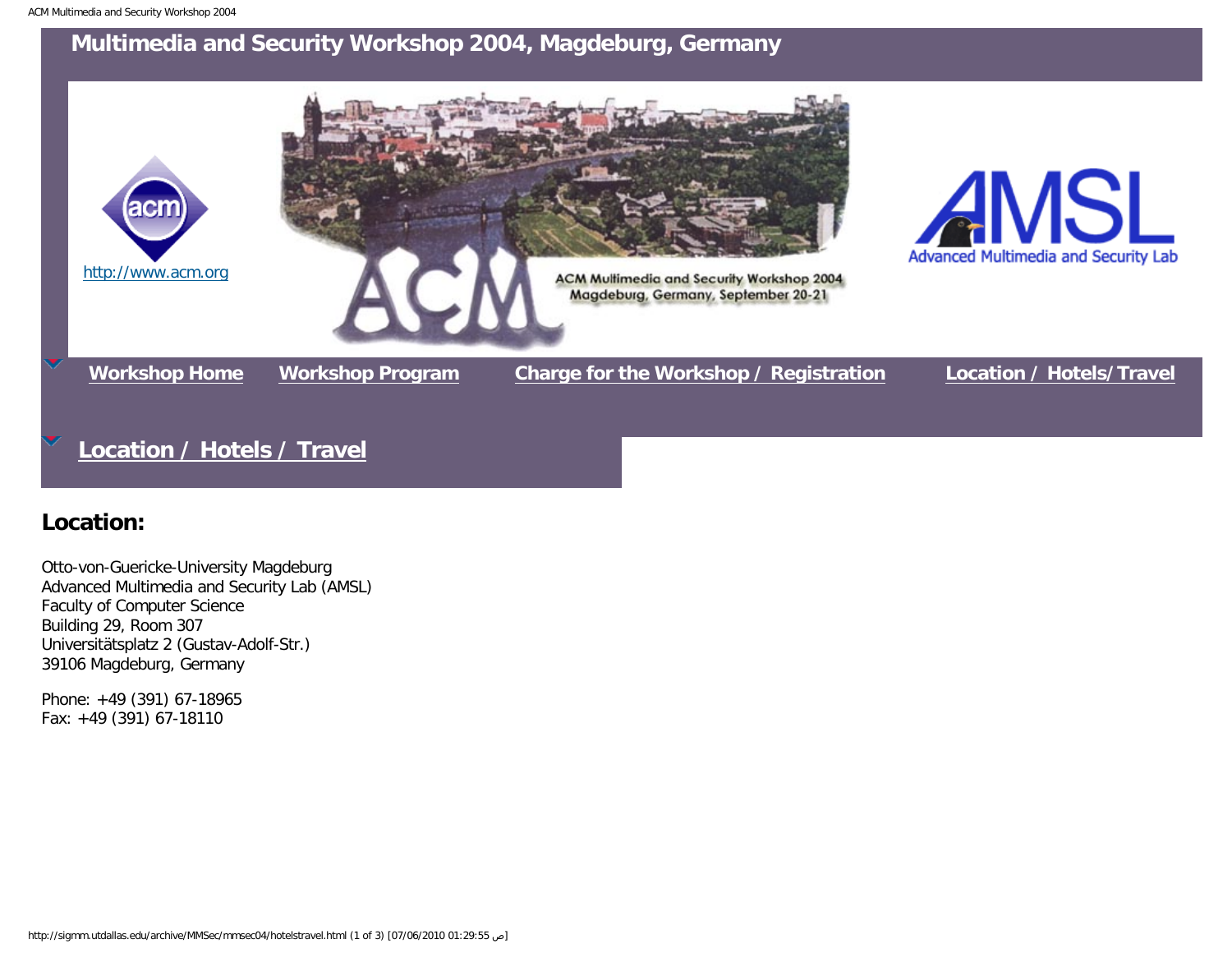# Multimedia and Security Workshop 2004, Magdeburg, Germany

http://www.acm.org

ACM Multimedia and Security Workshop 2004
Magdeburg, Germany, September 20-21

AMSL
Advanced Multimedia and Security Lab

**Workshop Home** **Workshop Program** **Charge for the Workshop / Registration** **Location / Hotels/Travel**

## Location / Hotels / Travel

### Location:

Otto-von-Guericke-University Magdeburg
Advanced Multimedia and Security Lab (AMSL)
Faculty of Computer Science
Building 29, Room 307
Universitätsplatz 2 (Gustav-Adolf-Str.)
39106 Magdeburg, Germany

Phone: +49 (391) 67-18965
Fax: +49 (391) 67-18110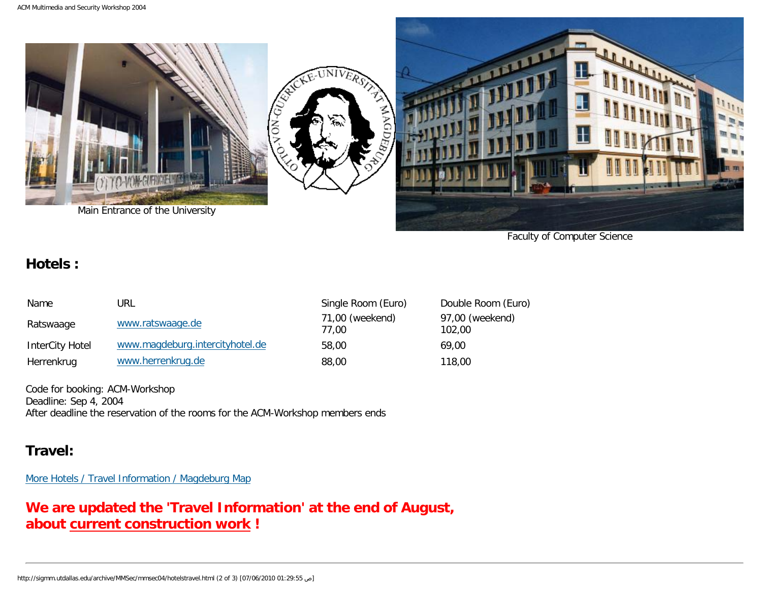Main Entrance of the University

Faculty of Computer Science

## Hotels :

| Name | URL | Single Room (Euro) | Double Room (Euro) |
|---|---|---|---|
| Ratswaage | www.ratswaage.de | 71,00 (weekend) 77,00 | 97,00 (weekend) 102,00 |
| InterCity Hotel | www.magdeburg.intercityhotel.de | 58,00 | 69,00 |
| Herrenkrug | www.herrenkrug.de | 88,00 | 118,00 |

Code for booking: ACM-Workshop
Deadline: Sep 4, 2004
After deadline the reservation of the rooms for the ACM-Workshop members ends

## Travel:

More Hotels / Travel Information / Magdeburg Map

**We are updated the 'Travel Information' at the end of August, about current construction work !**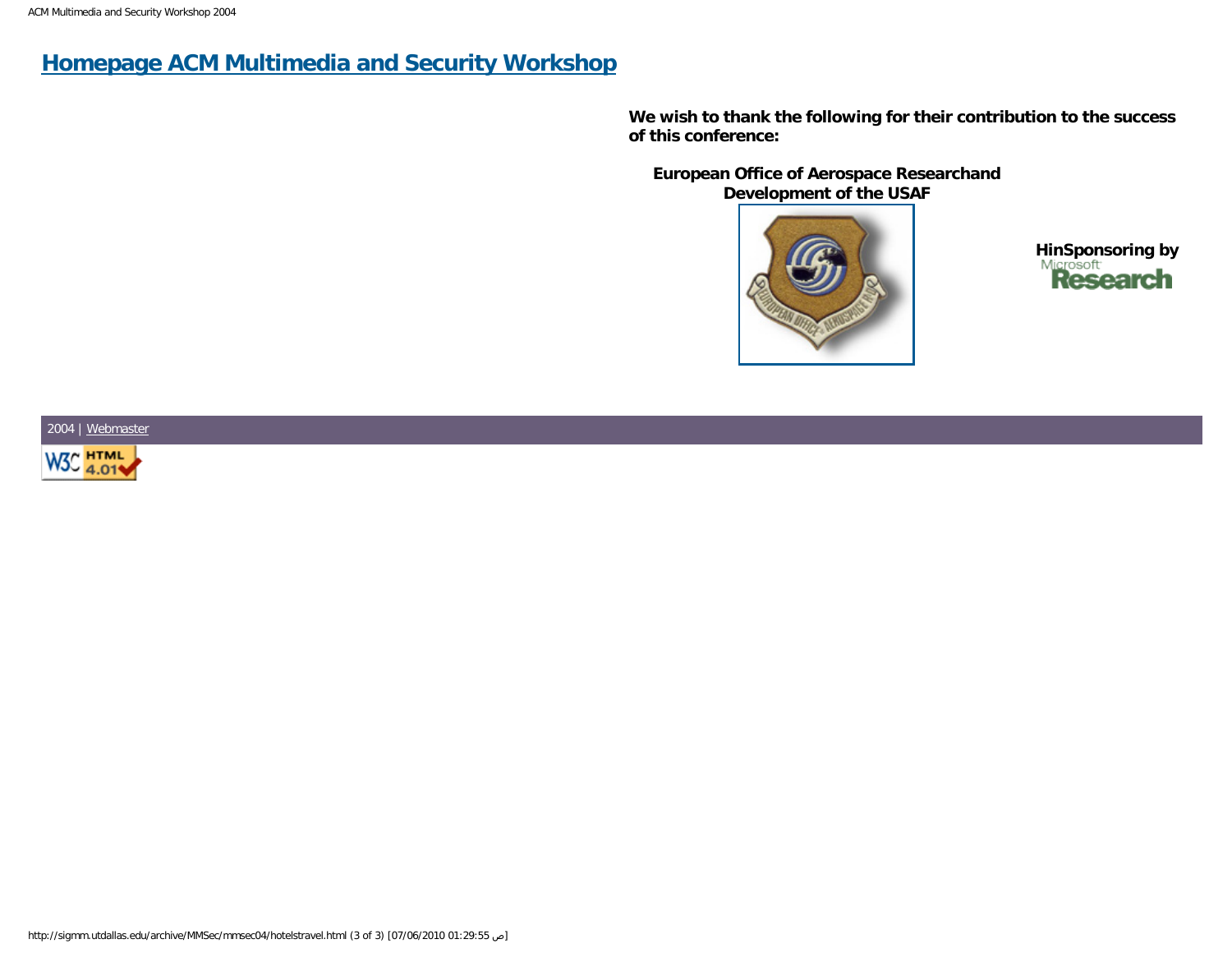## Homepage ACM Multimedia and Security Workshop

**We wish to thank the following for their contribution to the success of this conference:**

**European Office of Aerospace Researchand Development of the USAF**

**HinSponsoring by**

Microsoft Research

2004 | Webmaster